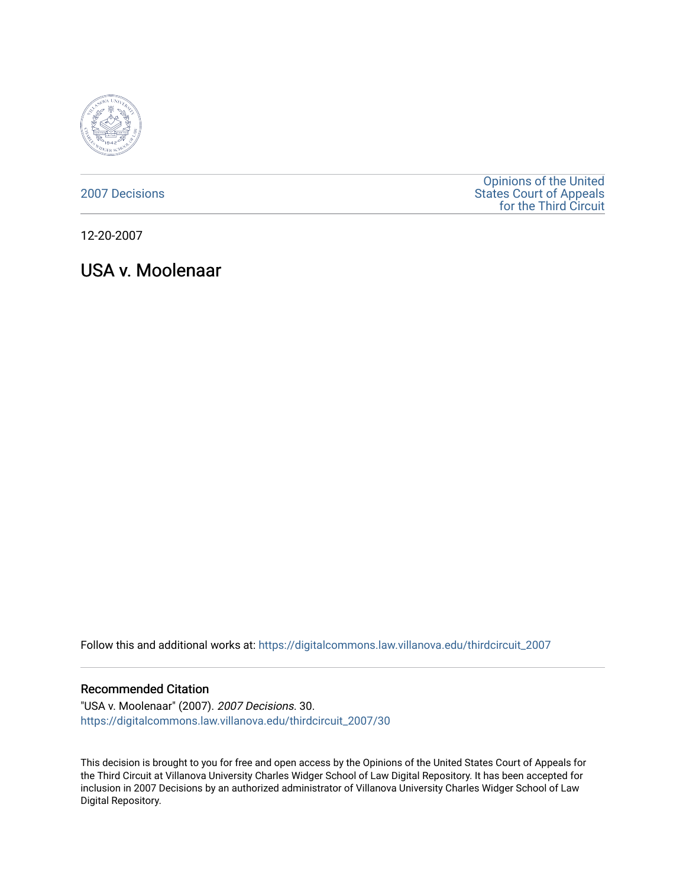2007 Decisions

Opinions of the United States Court of Appeals for the Third Circuit

12-20-2007

# USA v. Moolenaar

Follow this and additional works at: https://digitalcommons.law.villanova.edu/thirdcircuit_2007

## Recommended Citation

"USA v. Moolenaar" (2007). *2007 Decisions*. 30.
https://digitalcommons.law.villanova.edu/thirdcircuit_2007/30

This decision is brought to you for free and open access by the Opinions of the United States Court of Appeals for the Third Circuit at Villanova University Charles Widger School of Law Digital Repository. It has been accepted for inclusion in 2007 Decisions by an authorized administrator of Villanova University Charles Widger School of Law Digital Repository.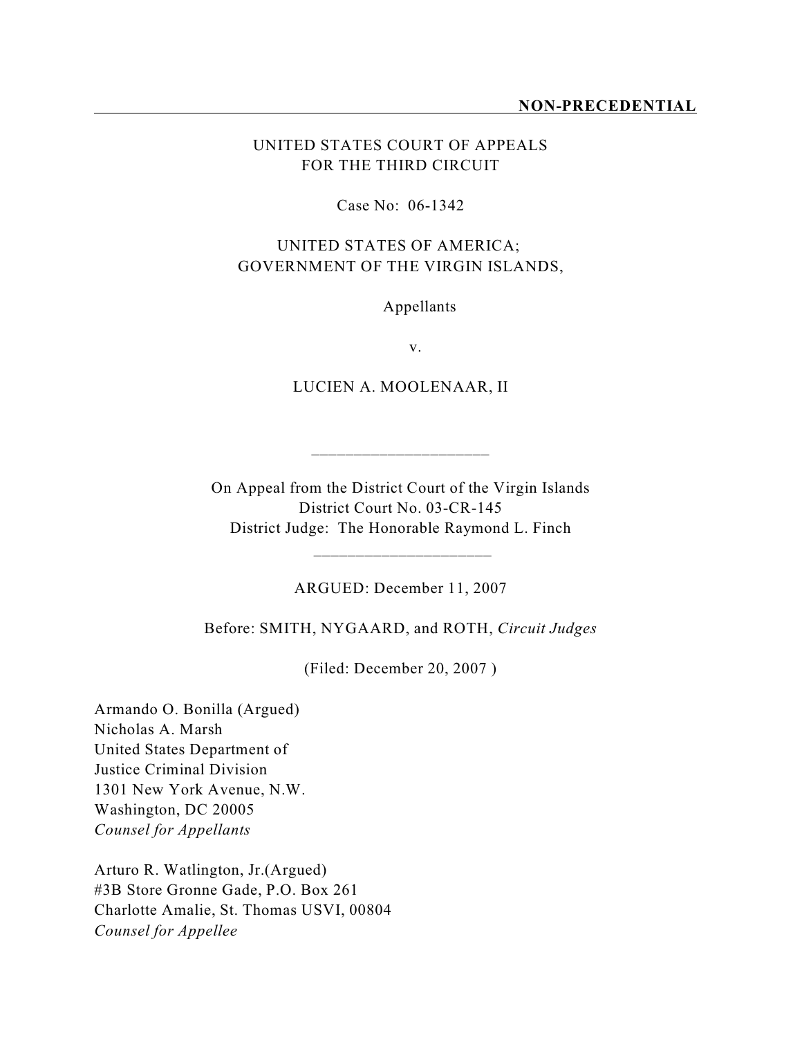**NON-PRECEDENTIAL**

UNITED STATES COURT OF APPEALS
FOR THE THIRD CIRCUIT

Case No: 06-1342

UNITED STATES OF AMERICA;
GOVERNMENT OF THE VIRGIN ISLANDS,

Appellants

v.

LUCIEN A. MOOLENAAR, II

---

On Appeal from the District Court of the Virgin Islands
District Court No. 03-CR-145
District Judge: The Honorable Raymond L. Finch

---

ARGUED: December 11, 2007

Before: SMITH, NYGAARD, and ROTH, *Circuit Judges*

(Filed: December 20, 2007 )

Armando O. Bonilla (Argued)
Nicholas A. Marsh
United States Department of
Justice Criminal Division
1301 New York Avenue, N.W.
Washington, DC 20005
*Counsel for Appellants*

Arturo R. Watlington, Jr.(Argued)
#3B Store Gronne Gade, P.O. Box 261
Charlotte Amalie, St. Thomas USVI, 00804
*Counsel for Appellee*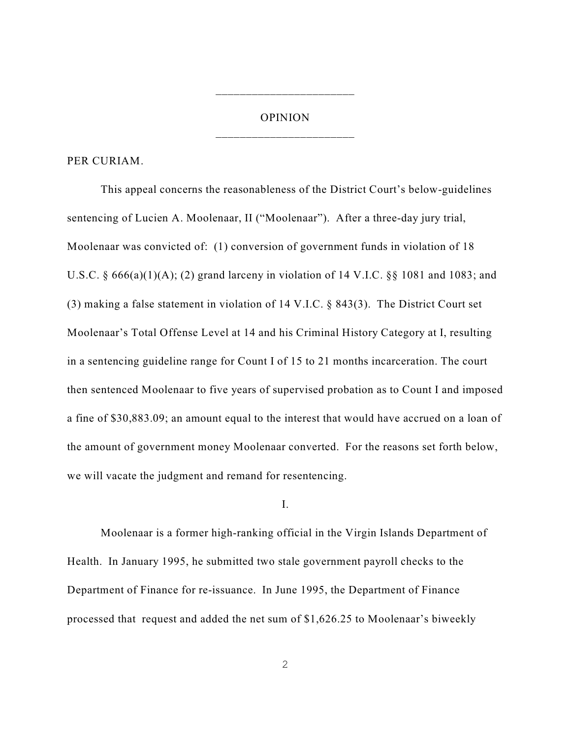## OPINION

PER CURIAM.

This appeal concerns the reasonableness of the District Court's below-guidelines sentencing of Lucien A. Moolenaar, II ("Moolenaar"). After a three-day jury trial, Moolenaar was convicted of: (1) conversion of government funds in violation of 18 U.S.C. § 666(a)(1)(A); (2) grand larceny in violation of 14 V.I.C. §§ 1081 and 1083; and (3) making a false statement in violation of 14 V.I.C. § 843(3). The District Court set Moolenaar's Total Offense Level at 14 and his Criminal History Category at I, resulting in a sentencing guideline range for Count I of 15 to 21 months incarceration. The court then sentenced Moolenaar to five years of supervised probation as to Count I and imposed a fine of $30,883.09; an amount equal to the interest that would have accrued on a loan of the amount of government money Moolenaar converted. For the reasons set forth below, we will vacate the judgment and remand for resentencing.

I.

Moolenaar is a former high-ranking official in the Virgin Islands Department of Health. In January 1995, he submitted two stale government payroll checks to the Department of Finance for re-issuance. In June 1995, the Department of Finance processed that request and added the net sum of $1,626.25 to Moolenaar's biweekly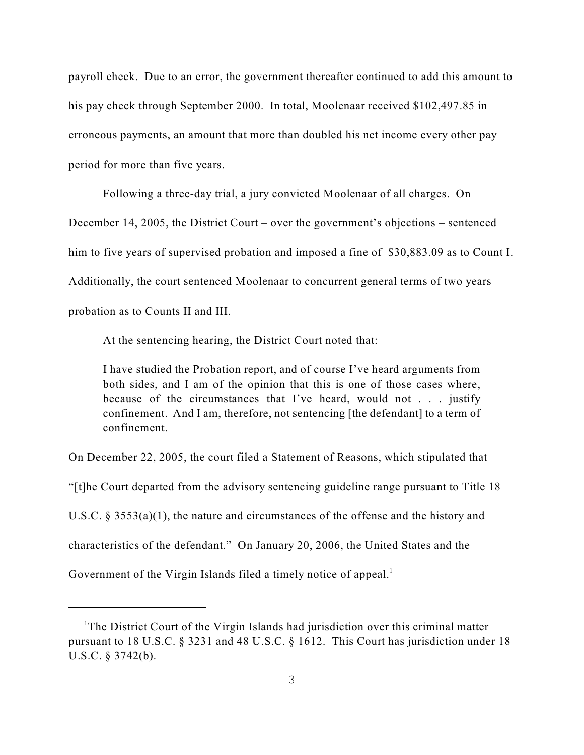payroll check. Due to an error, the government thereafter continued to add this amount to his pay check through September 2000. In total, Moolenaar received $102,497.85 in erroneous payments, an amount that more than doubled his net income every other pay period for more than five years.

Following a three-day trial, a jury convicted Moolenaar of all charges. On December 14, 2005, the District Court – over the government's objections – sentenced him to five years of supervised probation and imposed a fine of $30,883.09 as to Count I. Additionally, the court sentenced Moolenaar to concurrent general terms of two years probation as to Counts II and III.

At the sentencing hearing, the District Court noted that:

> I have studied the Probation report, and of course I've heard arguments from both sides, and I am of the opinion that this is one of those cases where, because of the circumstances that I've heard, would not . . . justify confinement. And I am, therefore, not sentencing [the defendant] to a term of confinement.

On December 22, 2005, the court filed a Statement of Reasons, which stipulated that "[t]he Court departed from the advisory sentencing guideline range pursuant to Title 18 U.S.C. § 3553(a)(1), the nature and circumstances of the offense and the history and characteristics of the defendant." On January 20, 2006, the United States and the Government of the Virgin Islands filed a timely notice of appeal.[1]

---

[1] The District Court of the Virgin Islands had jurisdiction over this criminal matter pursuant to 18 U.S.C. § 3231 and 48 U.S.C. § 1612. This Court has jurisdiction under 18 U.S.C. § 3742(b).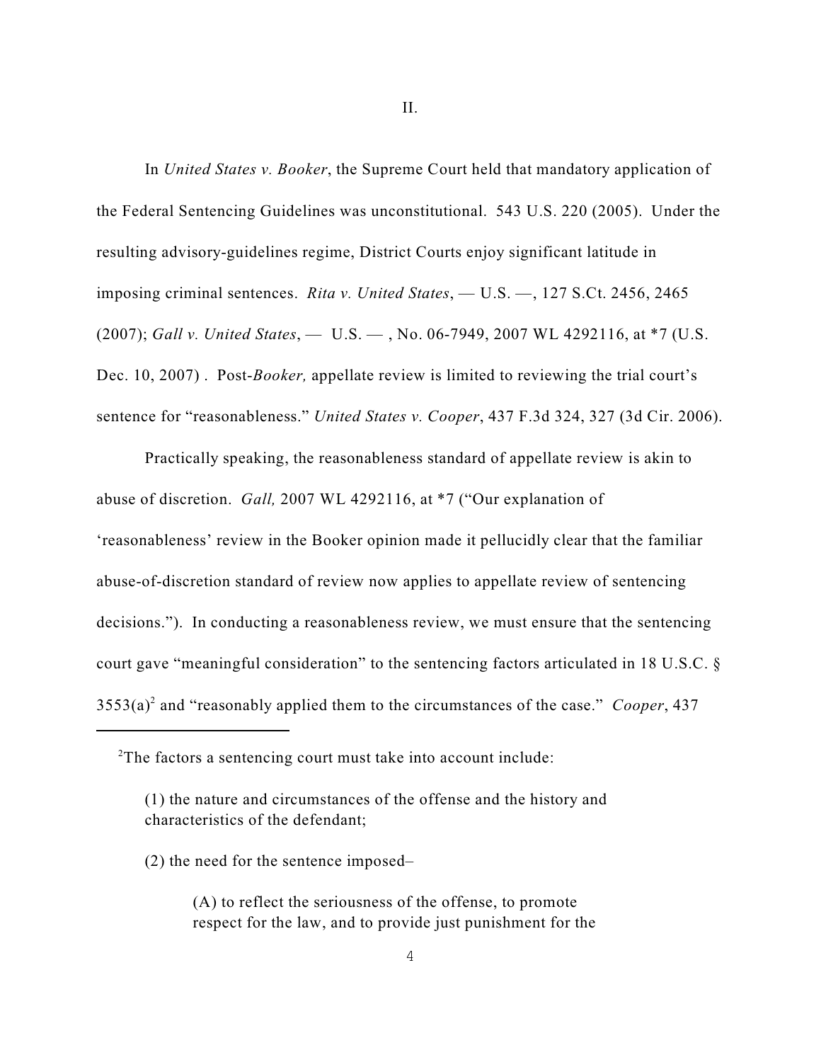II.

In *United States v. Booker*, the Supreme Court held that mandatory application of the Federal Sentencing Guidelines was unconstitutional. 543 U.S. 220 (2005). Under the resulting advisory-guidelines regime, District Courts enjoy significant latitude in imposing criminal sentences. *Rita v. United States*, — U.S. —, 127 S.Ct. 2456, 2465 (2007); *Gall v. United States*, — U.S. — , No. 06-7949, 2007 WL 4292116, at *7 (U.S. Dec. 10, 2007) . Post-*Booker,* appellate review is limited to reviewing the trial court's sentence for "reasonableness." *United States v. Cooper*, 437 F.3d 324, 327 (3d Cir. 2006).

Practically speaking, the reasonableness standard of appellate review is akin to abuse of discretion. *Gall,* 2007 WL 4292116, at *7 ("Our explanation of 'reasonableness' review in the Booker opinion made it pellucidly clear that the familiar abuse-of-discretion standard of review now applies to appellate review of sentencing decisions."). In conducting a reasonableness review, we must ensure that the sentencing court gave "meaningful consideration" to the sentencing factors articulated in 18 U.S.C. § 3553(a)[2] and "reasonably applied them to the circumstances of the case." *Cooper*, 437

---

[2]The factors a sentencing court must take into account include:

> (1) the nature and circumstances of the offense and the history and characteristics of the defendant;
>
> (2) the need for the sentence imposed–
>
> > (A) to reflect the seriousness of the offense, to promote respect for the law, and to provide just punishment for the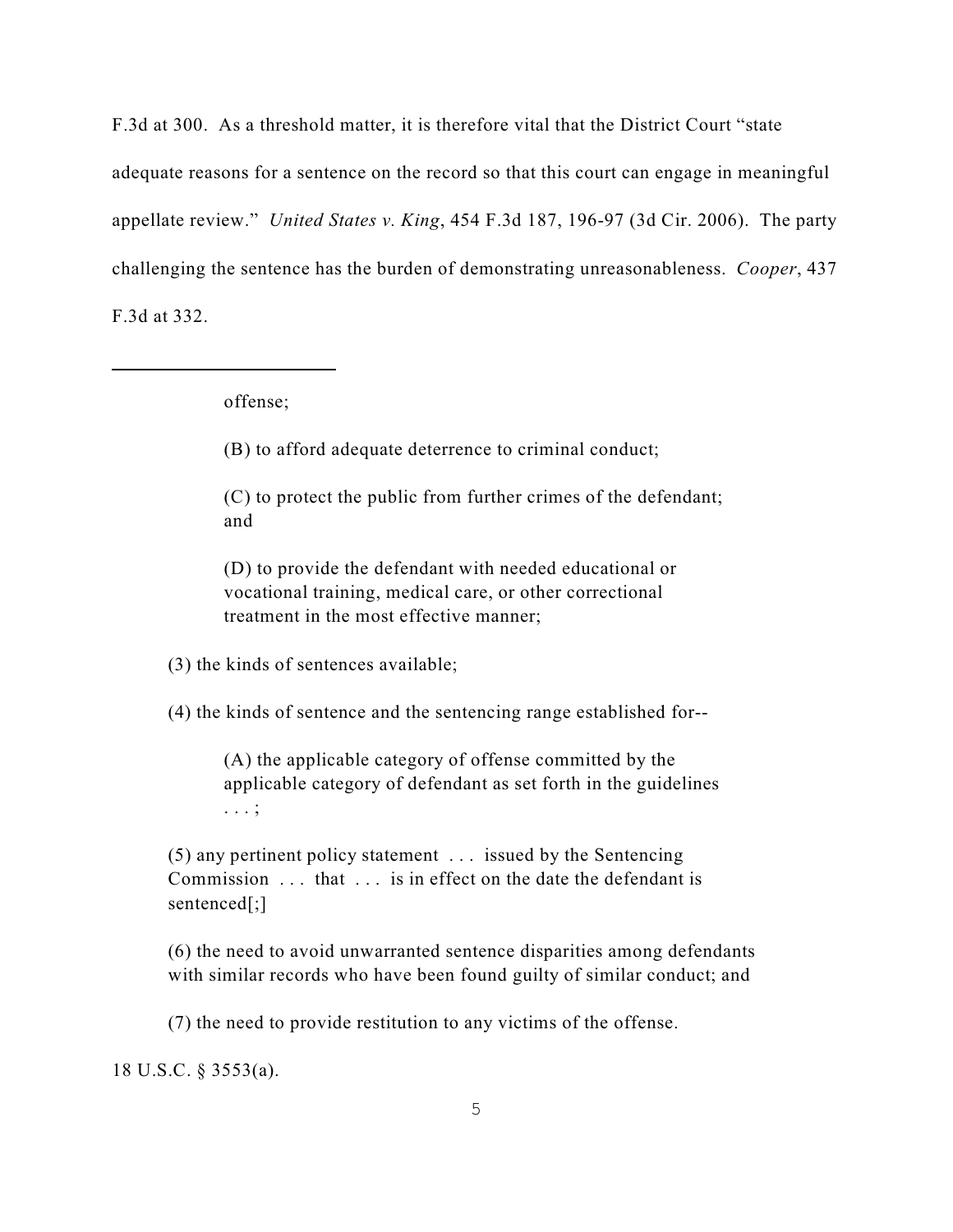F.3d at 300. As a threshold matter, it is therefore vital that the District Court "state adequate reasons for a sentence on the record so that this court can engage in meaningful appellate review." *United States v. King*, 454 F.3d 187, 196-97 (3d Cir. 2006). The party challenging the sentence has the burden of demonstrating unreasonableness. *Cooper*, 437 F.3d at 332.

---

> offense;
>
> (B) to afford adequate deterrence to criminal conduct;
>
> (C) to protect the public from further crimes of the defendant; and
>
> (D) to provide the defendant with needed educational or vocational training, medical care, or other correctional treatment in the most effective manner;
>
> (3) the kinds of sentences available;
>
> (4) the kinds of sentence and the sentencing range established for--
>
> (A) the applicable category of offense committed by the applicable category of defendant as set forth in the guidelines . . . ;
>
> (5) any pertinent policy statement . . . issued by the Sentencing Commission . . . that . . . is in effect on the date the defendant is sentenced[;]
>
> (6) the need to avoid unwarranted sentence disparities among defendants with similar records who have been found guilty of similar conduct; and
>
> (7) the need to provide restitution to any victims of the offense.

18 U.S.C. § 3553(a).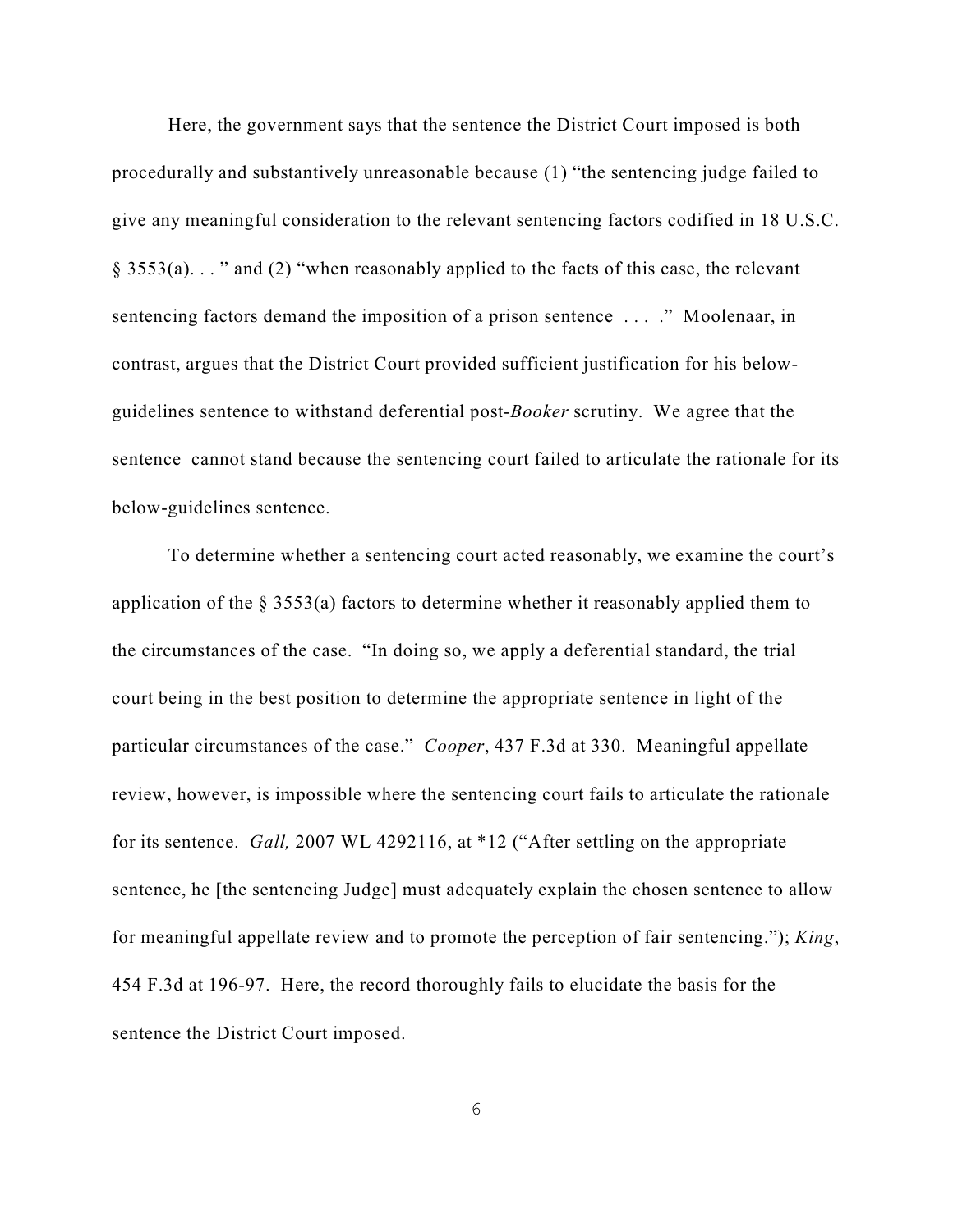Here, the government says that the sentence the District Court imposed is both procedurally and substantively unreasonable because (1) "the sentencing judge failed to give any meaningful consideration to the relevant sentencing factors codified in 18 U.S.C. § 3553(a). . . " and (2) "when reasonably applied to the facts of this case, the relevant sentencing factors demand the imposition of a prison sentence . . . ." Moolenaar, in contrast, argues that the District Court provided sufficient justification for his below-guidelines sentence to withstand deferential post-*Booker* scrutiny. We agree that the sentence cannot stand because the sentencing court failed to articulate the rationale for its below-guidelines sentence.

To determine whether a sentencing court acted reasonably, we examine the court's application of the § 3553(a) factors to determine whether it reasonably applied them to the circumstances of the case. "In doing so, we apply a deferential standard, the trial court being in the best position to determine the appropriate sentence in light of the particular circumstances of the case." *Cooper*, 437 F.3d at 330. Meaningful appellate review, however, is impossible where the sentencing court fails to articulate the rationale for its sentence. *Gall,* 2007 WL 4292116, at *12 ("After settling on the appropriate sentence, he [the sentencing Judge] must adequately explain the chosen sentence to allow for meaningful appellate review and to promote the perception of fair sentencing."); *King*, 454 F.3d at 196-97. Here, the record thoroughly fails to elucidate the basis for the sentence the District Court imposed.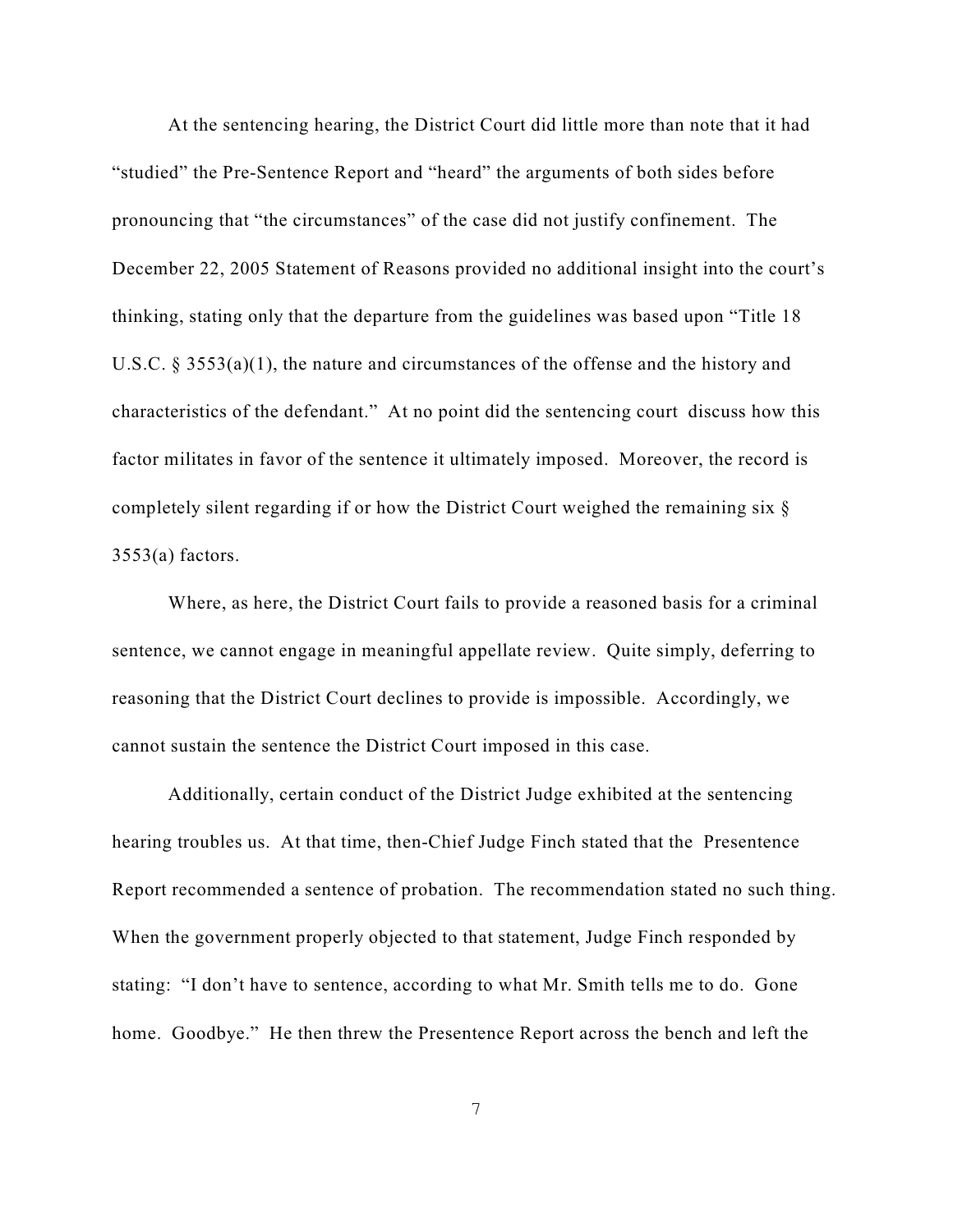At the sentencing hearing, the District Court did little more than note that it had "studied" the Pre-Sentence Report and "heard" the arguments of both sides before pronouncing that "the circumstances" of the case did not justify confinement. The December 22, 2005 Statement of Reasons provided no additional insight into the court's thinking, stating only that the departure from the guidelines was based upon "Title 18 U.S.C. § 3553(a)(1), the nature and circumstances of the offense and the history and characteristics of the defendant." At no point did the sentencing court discuss how this factor militates in favor of the sentence it ultimately imposed. Moreover, the record is completely silent regarding if or how the District Court weighed the remaining six § 3553(a) factors.

Where, as here, the District Court fails to provide a reasoned basis for a criminal sentence, we cannot engage in meaningful appellate review. Quite simply, deferring to reasoning that the District Court declines to provide is impossible. Accordingly, we cannot sustain the sentence the District Court imposed in this case.

Additionally, certain conduct of the District Judge exhibited at the sentencing hearing troubles us. At that time, then-Chief Judge Finch stated that the Presentence Report recommended a sentence of probation. The recommendation stated no such thing. When the government properly objected to that statement, Judge Finch responded by stating: "I don't have to sentence, according to what Mr. Smith tells me to do. Gone home. Goodbye." He then threw the Presentence Report across the bench and left the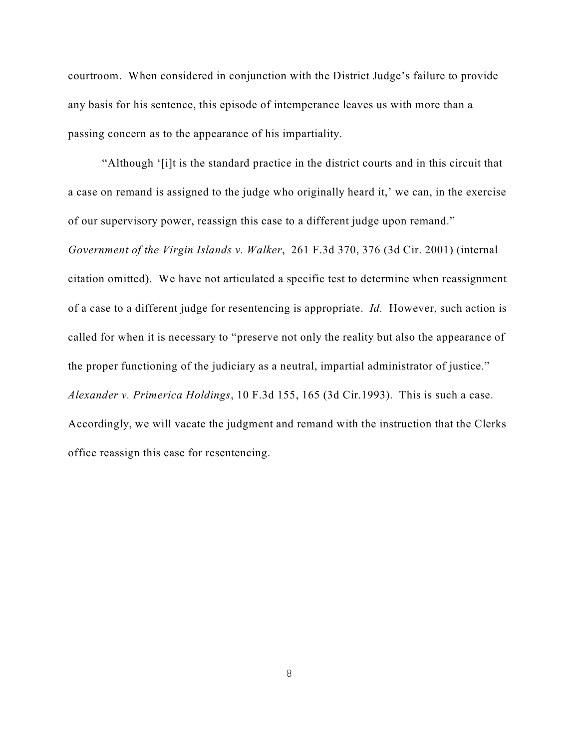courtroom. When considered in conjunction with the District Judge's failure to provide any basis for his sentence, this episode of intemperance leaves us with more than a passing concern as to the appearance of his impartiality.

"Although '[i]t is the standard practice in the district courts and in this circuit that a case on remand is assigned to the judge who originally heard it,' we can, in the exercise of our supervisory power, reassign this case to a different judge upon remand." *Government of the Virgin Islands v. Walker*, 261 F.3d 370, 376 (3d Cir. 2001) (internal citation omitted). We have not articulated a specific test to determine when reassignment of a case to a different judge for resentencing is appropriate. *Id.* However, such action is called for when it is necessary to "preserve not only the reality but also the appearance of the proper functioning of the judiciary as a neutral, impartial administrator of justice." *Alexander v. Primerica Holdings*, 10 F.3d 155, 165 (3d Cir.1993). This is such a case. Accordingly, we will vacate the judgment and remand with the instruction that the Clerks office reassign this case for resentencing.